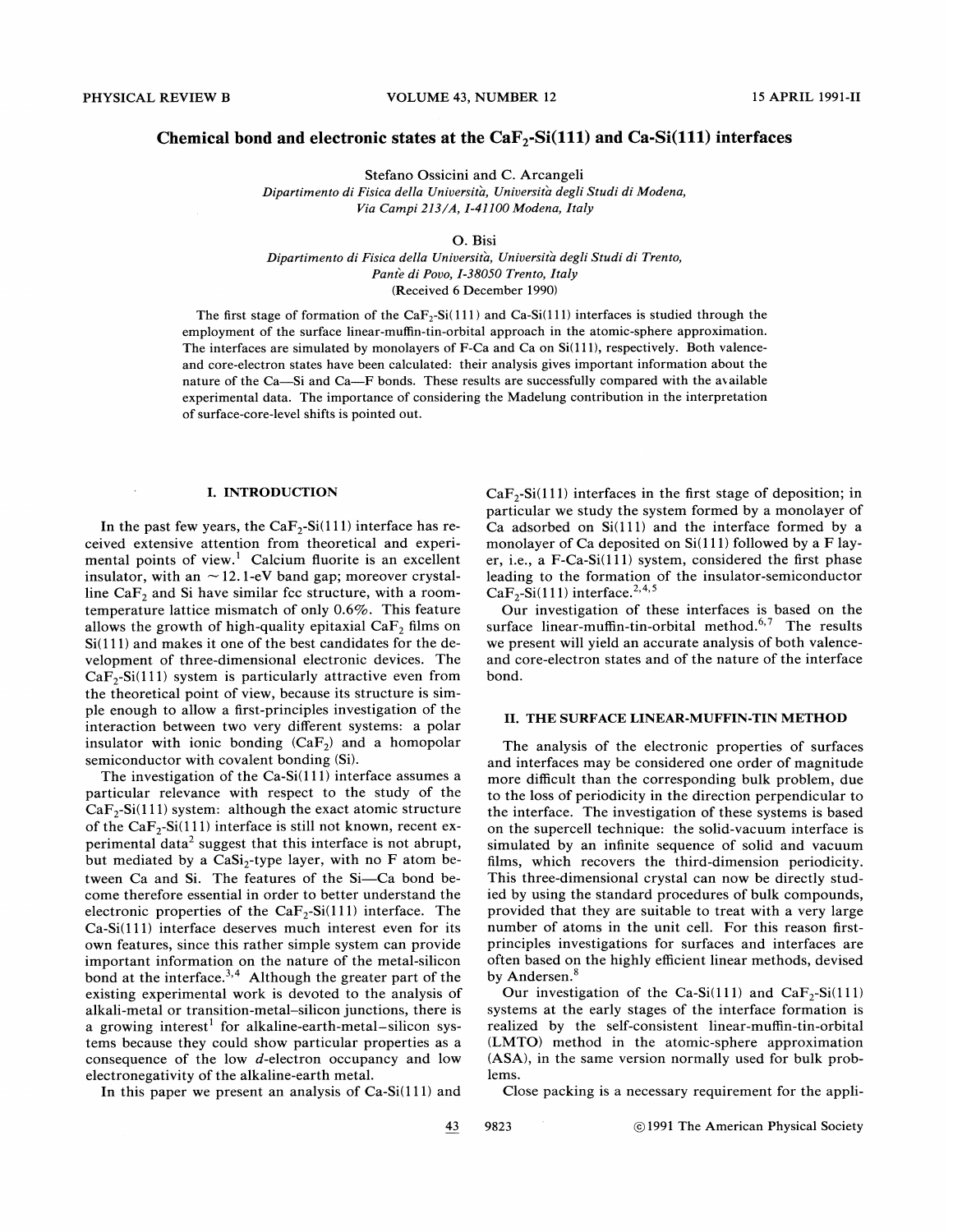# Chemical bond and electronic states at the $CaF_2$-Si(111) and Ca-Si(111) interfaces

Stefano Ossicini and C. Arcangeli

*Dipartimento di Fisica della Università, Università degli Studi di Modena, Via Campi 213/A, I-41100 Modena, Italy*

O. Bisi

*Dipartimento di Fisica della Università, Università degli Studi di Trento, Pantè di Povo, I-38050 Trento, Italy*

(Received 6 December 1990)

The first stage of formation of the $CaF_2$-Si(111) and Ca-Si(111) interfaces is studied through the employment of the surface linear-muffin-tin-orbital approach in the atomic-sphere approximation. The interfaces are simulated by monolayers of F-Ca and Ca on Si(111), respectively. Both valence- and core-electron states have been calculated: their analysis gives important information about the nature of the Ca—Si and Ca—F bonds. These results are successfully compared with the available experimental data. The importance of considering the Madelung contribution in the interpretation of surface-core-level shifts is pointed out.

## I. INTRODUCTION

In the past few years, the $CaF_2$-Si(111) interface has received extensive attention from theoretical and experimental points of view.[1] Calcium fluorite is an excellent insulator, with an $\sim 12.1$-eV band gap; moreover crystalline $CaF_2$ and Si have similar fcc structure, with a room-temperature lattice mismatch of only 0.6%. This feature allows the growth of high-quality epitaxial $CaF_2$ films on Si(111) and makes it one of the best candidates for the development of three-dimensional electronic devices. The $CaF_2$-Si(111) system is particularly attractive even from the theoretical point of view, because its structure is simple enough to allow a first-principles investigation of the interaction between two very different systems: a polar insulator with ionic bonding ($CaF_2$) and a homopolar semiconductor with covalent bonding (Si).

The investigation of the Ca-Si(111) interface assumes a particular relevance with respect to the study of the $CaF_2$-Si(111) system: although the exact atomic structure of the $CaF_2$-Si(111) interface is still not known, recent experimental data[2] suggest that this interface is not abrupt, but mediated by a $CaSi_2$-type layer, with no F atom between Ca and Si. The features of the Si—Ca bond become therefore essential in order to better understand the electronic properties of the $CaF_2$-Si(111) interface. The Ca-Si(111) interface deserves much interest even for its own features, since this rather simple system can provide important information on the nature of the metal-silicon bond at the interface.[3,4] Although the greater part of the existing experimental work is devoted to the analysis of alkali-metal or transition-metal–silicon junctions, there is a growing interest[1] for alkaline-earth-metal–silicon systems because they could show particular properties as a consequence of the low $d$-electron occupancy and low electronegativity of the alkaline-earth metal.

In this paper we present an analysis of Ca-Si(111) and $CaF_2$-Si(111) interfaces in the first stage of deposition; in particular we study the system formed by a monolayer of Ca adsorbed on Si(111) and the interface formed by a monolayer of Ca deposited on Si(111) followed by a F layer, i.e., a F-Ca-Si(111) system, considered the first phase leading to the formation of the insulator-semiconductor $CaF_2$-Si(111) interface.[2,4,5]

Our investigation of these interfaces is based on the surface linear-muffin-tin-orbital method.[6,7] The results we present will yield an accurate analysis of both valence- and core-electron states and of the nature of the interface bond.

## II. THE SURFACE LINEAR-MUFFIN-TIN METHOD

The analysis of the electronic properties of surfaces and interfaces may be considered one order of magnitude more difficult than the corresponding bulk problem, due to the loss of periodicity in the direction perpendicular to the interface. The investigation of these systems is based on the supercell technique: the solid-vacuum interface is simulated by an infinite sequence of solid and vacuum films, which recovers the third-dimension periodicity. This three-dimensional crystal can now be directly studied by using the standard procedures of bulk compounds, provided that they are suitable to treat with a very large number of atoms in the unit cell. For this reason first-principles investigations for surfaces and interfaces are often based on the highly efficient linear methods, devised by Andersen.[8]

Our investigation of the Ca-Si(111) and $CaF_2$-Si(111) systems at the early stages of the interface formation is realized by the self-consistent linear-muffin-tin-orbital (LMTO) method in the atomic-sphere approximation (ASA), in the same version normally used for bulk problems.

Close packing is a necessary requirement for the appli-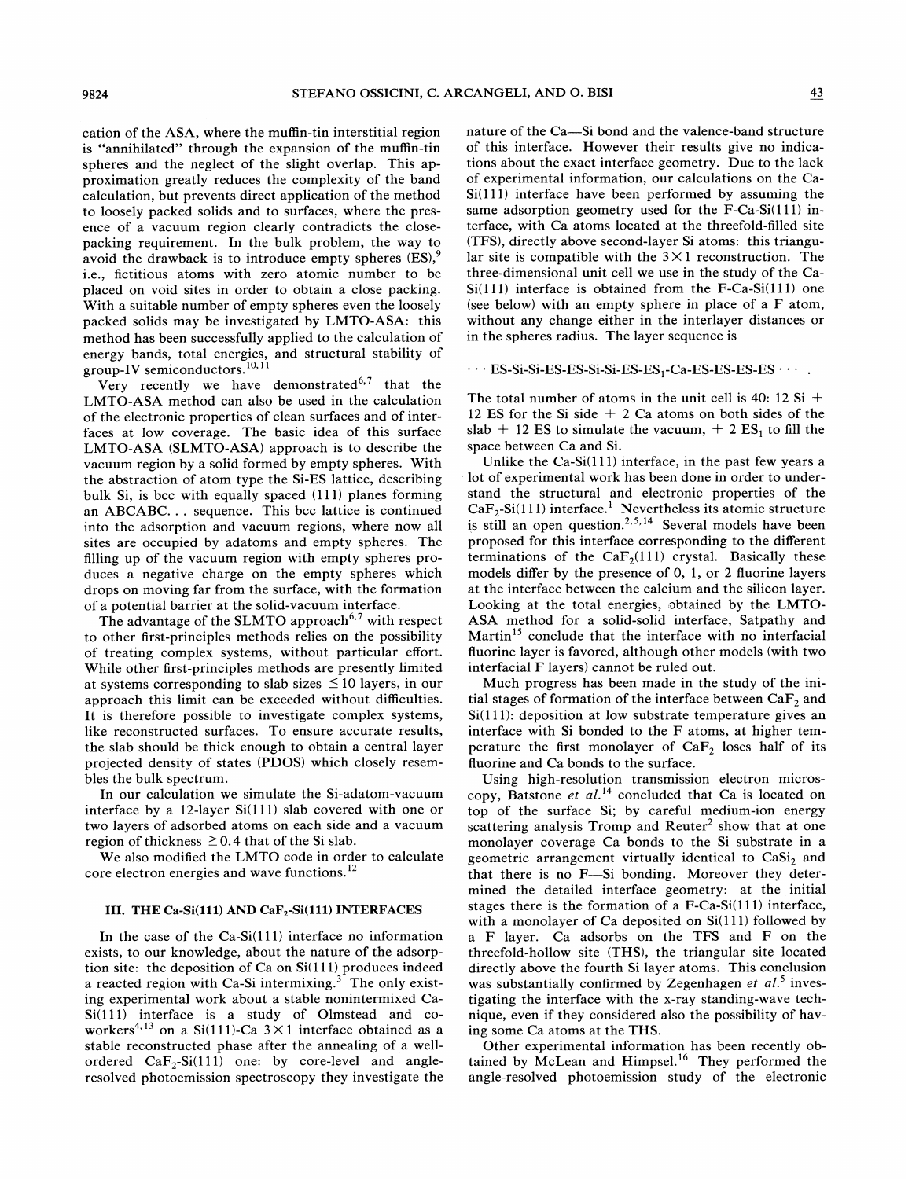cation of the ASA, where the muffin-tin interstitial region is "annihilated" through the expansion of the muffin-tin spheres and the neglect of the slight overlap. This approximation greatly reduces the complexity of the band calculation, but prevents direct application of the method to loosely packed solids and to surfaces, where the presence of a vacuum region clearly contradicts the close-packing requirement. In the bulk problem, the way to avoid the drawback is to introduce empty spheres (ES),[9] i.e., fictitious atoms with zero atomic number to be placed on void sites in order to obtain a close packing. With a suitable number of empty spheres even the loosely packed solids may be investigated by LMTO-ASA: this method has been successfully applied to the calculation of energy bands, total energies, and structural stability of group-IV semiconductors.[10,11]

Very recently we have demonstrated[6,7] that the LMTO-ASA method can also be used in the calculation of the electronic properties of clean surfaces and of interfaces at low coverage. The basic idea of this surface LMTO-ASA (SLMTO-ASA) approach is to describe the vacuum region by a solid formed by empty spheres. With the abstraction of atom type the Si-ES lattice, describing bulk Si, is bcc with equally spaced (111) planes forming an ABCABC... sequence. This bcc lattice is continued into the adsorption and vacuum regions, where now all sites are occupied by adatoms and empty spheres. The filling up of the vacuum region with empty spheres produces a negative charge on the empty spheres which drops on moving far from the surface, with the formation of a potential barrier at the solid-vacuum interface.

The advantage of the SLMTO approach[6,7] with respect to other first-principles methods relies on the possibility of treating complex systems, without particular effort. While other first-principles methods are presently limited at systems corresponding to slab sizes $\leq 10$ layers, in our approach this limit can be exceeded without difficulties. It is therefore possible to investigate complex systems, like reconstructed surfaces. To ensure accurate results, the slab should be thick enough to obtain a central layer projected density of states (PDOS) which closely resembles the bulk spectrum.

In our calculation we simulate the Si-adatom-vacuum interface by a 12-layer Si(111) slab covered with one or two layers of adsorbed atoms on each side and a vacuum region of thickness $\geq 0.4$ that of the Si slab.

We also modified the LMTO code in order to calculate core electron energies and wave functions.[12]

## III. THE Ca-Si(111) AND $CaF_2$-Si(111) INTERFACES

In the case of the Ca-Si(111) interface no information exists, to our knowledge, about the nature of the adsorption site: the deposition of Ca on Si(111) produces indeed a reacted region with Ca-Si intermixing.[3] The only existing experimental work about a stable nonintermixed Ca-Si(111) interface is a study of Olmstead and coworkers[4,13] on a Si(111)-Ca $3\times1$ interface obtained as a stable reconstructed phase after the annealing of a well-ordered $CaF_2$-Si(111) one: by core-level and angle-resolved photoemission spectroscopy they investigate the nature of the Ca—Si bond and the valence-band structure of this interface. However their results give no indications about the exact interface geometry. Due to the lack of experimental information, our calculations on the Ca-Si(111) interface have been performed by assuming the same adsorption geometry used for the F-Ca-Si(111) interface, with Ca atoms located at the threefold-filled site (TFS), directly above second-layer Si atoms: this triangular site is compatible with the $3\times1$ reconstruction. The three-dimensional unit cell we use in the study of the Ca-Si(111) interface is obtained from the F-Ca-Si(111) one (see below) with an empty sphere in place of a F atom, without any change either in the interlayer distances or in the spheres radius. The layer sequence is

$$\cdots \text{ES-Si-Si-ES-ES-Si-Si-ES-ES}_1\text{-Ca-ES-ES-ES-ES} \cdots .$$

The total number of atoms in the unit cell is 40: 12 Si + 12 ES for the Si side + 2 Ca atoms on both sides of the slab + 12 ES to simulate the vacuum, + 2 $ES_1$ to fill the space between Ca and Si.

Unlike the Ca-Si(111) interface, in the past few years a lot of experimental work has been done in order to understand the structural and electronic properties of the $CaF_2$-Si(111) interface.[1] Nevertheless its atomic structure is still an open question.[2,5,14] Several models have been proposed for this interface corresponding to the different terminations of the $CaF_2$(111) crystal. Basically these models differ by the presence of 0, 1, or 2 fluorine layers at the interface between the calcium and the silicon layer. Looking at the total energies, obtained by the LMTO-ASA method for a solid-solid interface, Satpathy and Martin[15] conclude that the interface with no interfacial fluorine layer is favored, although other models (with two interfacial F layers) cannot be ruled out.

Much progress has been made in the study of the initial stages of formation of the interface between $CaF_2$ and Si(111): deposition at low substrate temperature gives an interface with Si bonded to the F atoms, at higher temperature the first monolayer of $CaF_2$ loses half of its fluorine and Ca bonds to the surface.

Using high-resolution transmission electron microscopy, Batstone *et al.*[14] concluded that Ca is located on top of the surface Si; by careful medium-ion energy scattering analysis Tromp and Reuter[2] show that at one monolayer coverage Ca bonds to the Si substrate in a geometric arrangement virtually identical to $CaSi_2$ and that there is no F—Si bonding. Moreover they determined the detailed interface geometry: at the initial stages there is the formation of a F-Ca-Si(111) interface, with a monolayer of Ca deposited on Si(111) followed by a F layer. Ca adsorbs on the TFS and F on the threefold-hollow site (THS), the triangular site located directly above the fourth Si layer atoms. This conclusion was substantially confirmed by Zegenhagen *et al.*[5] investigating the interface with the x-ray standing-wave technique, even if they considered also the possibility of having some Ca atoms at the THS.

Other experimental information has been recently obtained by McLean and Himpsel.[16] They performed the angle-resolved photoemission study of the electronic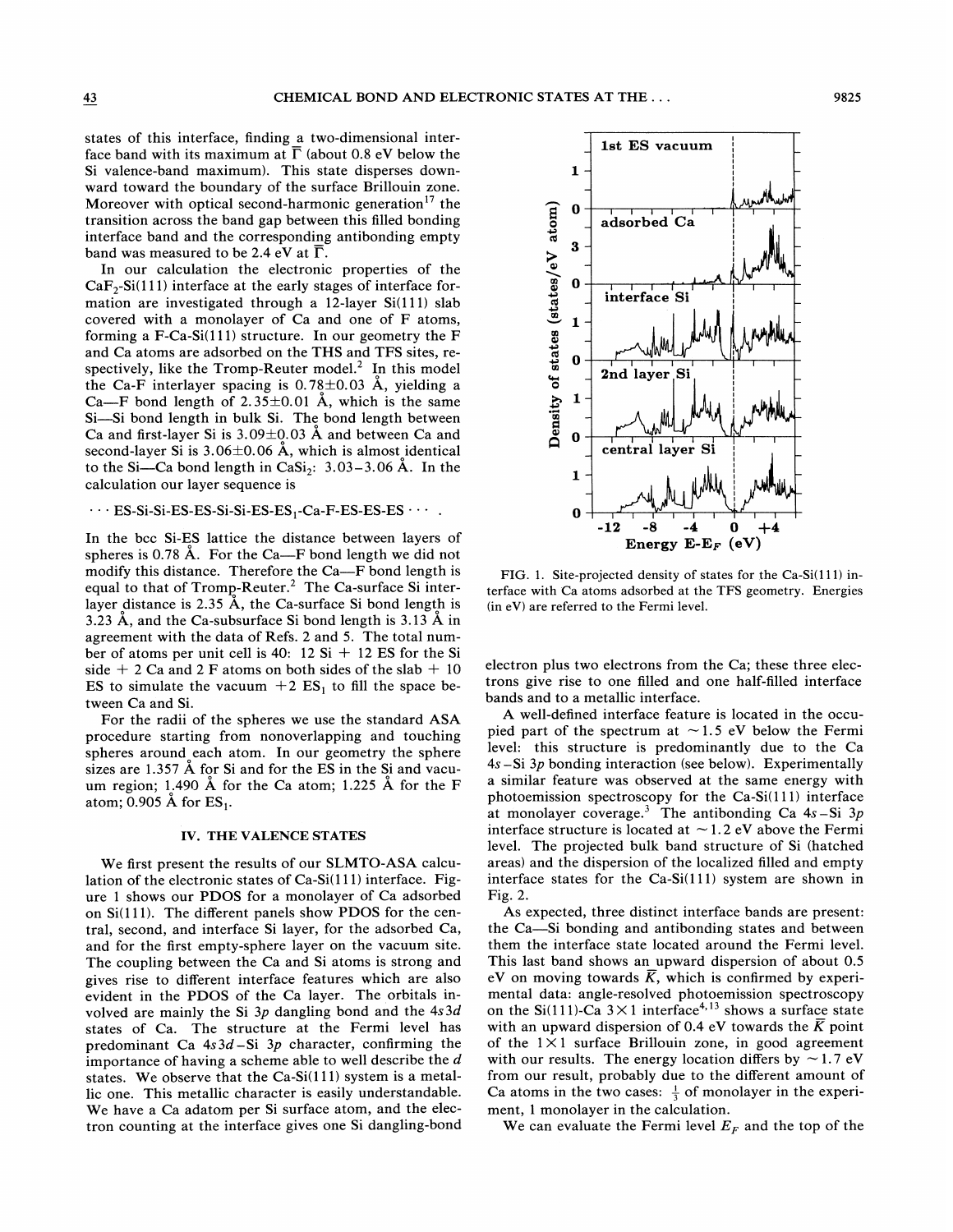states of this interface, finding a two-dimensional interface band with its maximum at $\bar{\Gamma}$ (about 0.8 eV below the Si valence-band maximum). This state disperses downward toward the boundary of the surface Brillouin zone. Moreover with optical second-harmonic generation[17] the transition across the band gap between this filled bonding interface band and the corresponding antibonding empty band was measured to be 2.4 eV at $\bar{\Gamma}$.

In our calculation the electronic properties of the $CaF_2$-Si(111) interface at the early stages of interface formation are investigated through a 12-layer Si(111) slab covered with a monolayer of Ca and one of F atoms, forming a F-Ca-Si(111) structure. In our geometry the F and Ca atoms are adsorbed on the THS and TFS sites, respectively, like the Tromp-Reuter model.[2] In this model the Ca-F interlayer spacing is 0.78±0.03 Å, yielding a Ca—F bond length of 2.35±0.01 Å, which is the same Si—Si bond length in bulk Si. The bond length between Ca and first-layer Si is 3.09±0.03 Å and between Ca and second-layer Si is 3.06±0.06 Å, which is almost identical to the Si—Ca bond length in $CaSi_2$: 3.03–3.06 Å. In the calculation our layer sequence is

$$\cdots \text{ES-Si-Si-ES-ES-Si-Si-ES-ES}_1\text{-Ca-F-ES-ES-ES} \cdots .$$

In the bcc Si-ES lattice the distance between layers of spheres is 0.78 Å. For the Ca—F bond length we did not modify this distance. Therefore the Ca—F bond length is equal to that of Tromp-Reuter.[2] The Ca-surface Si interlayer distance is 2.35 Å, the Ca-surface Si bond length is 3.23 Å, and the Ca-subsurface Si bond length is 3.13 Å in agreement with the data of Refs. 2 and 5. The total number of atoms per unit cell is 40: 12 Si + 12 ES for the Si side + 2 Ca and 2 F atoms on both sides of the slab + 10 ES to simulate the vacuum +2 $ES_1$ to fill the space between Ca and Si.

For the radii of the spheres we use the standard ASA procedure starting from nonoverlapping and touching spheres around each atom. In our geometry the sphere sizes are 1.357 Å for Si and for the ES in the Si and vacuum region; 1.490 Å for the Ca atom; 1.225 Å for the F atom; 0.905 Å for $ES_1$.

## IV. THE VALENCE STATES

We first present the results of our SLMTO-ASA calculation of the electronic states of Ca-Si(111) interface. Figure 1 shows our PDOS for a monolayer of Ca adsorbed on Si(111). The different panels show PDOS for the central, second, and interface Si layer, for the adsorbed Ca, and for the first empty-sphere layer on the vacuum site. The coupling between the Ca and Si atoms is strong and gives rise to different interface features which are also evident in the PDOS of the Ca layer. The orbitals involved are mainly the Si $3p$ dangling bond and the $4s3d$ states of Ca. The structure at the Fermi level has predominant Ca $4s3d$–Si $3p$ character, confirming the importance of having a scheme able to well describe the $d$ states. We observe that the Ca-Si(111) system is a metallic one. This metallic character is easily understandable. We have a Ca adatom per Si surface atom, and the electron counting at the interface gives one Si dangling-bond electron plus two electrons from the Ca; these three electrons give rise to one filled and one half-filled interface bands and to a metallic interface.

FIG. 1. Site-projected density of states for the Ca-Si(111) interface with Ca atoms adsorbed at the TFS geometry. Energies (in eV) are referred to the Fermi level.

A well-defined interface feature is located in the occupied part of the spectrum at ~1.5 eV below the Fermi level: this structure is predominantly due to the Ca $4s$–Si $3p$ bonding interaction (see below). Experimentally a similar feature was observed at the same energy with photoemission spectroscopy for the Ca-Si(111) interface at monolayer coverage.[3] The antibonding Ca $4s$–Si $3p$ interface structure is located at ~1.2 eV above the Fermi level. The projected bulk band structure of Si (hatched areas) and the dispersion of the localized filled and empty interface states for the Ca-Si(111) system are shown in Fig. 2.

As expected, three distinct interface bands are present: the Ca—Si bonding and antibonding states and between them the interface state located around the Fermi level. This last band shows an upward dispersion of about 0.5 eV on moving towards $\bar{K}$, which is confirmed by experimental data: angle-resolved photoemission spectroscopy on the Si(111)-Ca 3×1 interface[4,13] shows a surface state with an upward dispersion of 0.4 eV towards the $\bar{K}$ point of the 1×1 surface Brillouin zone, in good agreement with our results. The energy location differs by ~1.7 eV from our result, probably due to the different amount of Ca atoms in the two cases: $\frac{1}{3}$ of monolayer in the experiment, 1 monolayer in the calculation.

We can evaluate the Fermi level $E_F$ and the top of the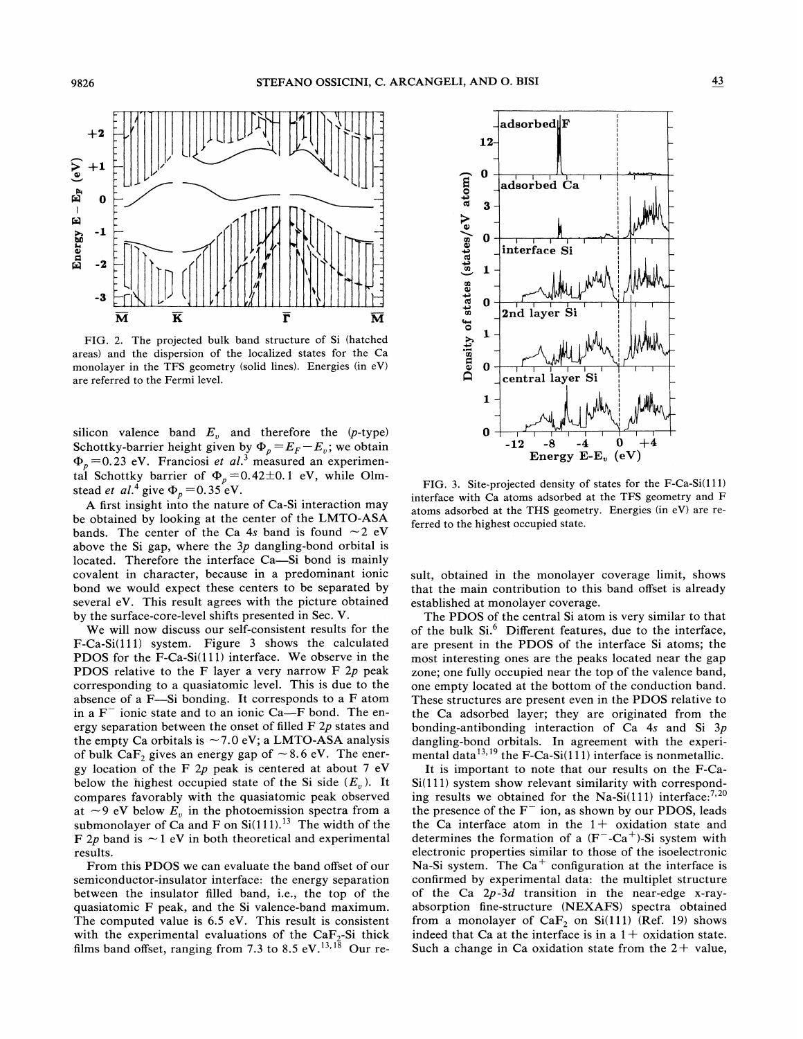FIG. 2. The projected bulk band structure of Si (hatched areas) and the dispersion of the localized states for the Ca monolayer in the TFS geometry (solid lines). Energies (in eV) are referred to the Fermi level.

silicon valence band $E_v$ and therefore the ($p$-type) Schottky-barrier height given by $\Phi_p = E_F - E_v$; we obtain $\Phi_p = 0.23$ eV. Franciosi *et al.*[3] measured an experimental Schottky barrier of $\Phi_p = 0.42 \pm 0.1$ eV, while Olmstead *et al.*[4] give $\Phi_p = 0.35$ eV.

A first insight into the nature of Ca-Si interaction may be obtained by looking at the center of the LMTO-ASA bands. The center of the Ca 4$s$ band is found $\sim$2 eV above the Si gap, where the 3$p$ dangling-bond orbital is located. Therefore the interface Ca—Si bond is mainly covalent in character, because in a predominant ionic bond we would expect these centers to be separated by several eV. This result agrees with the picture obtained by the surface-core-level shifts presented in Sec. V.

We will now discuss our self-consistent results for the F-Ca-Si(111) system. Figure 3 shows the calculated PDOS for the F-Ca-Si(111) interface. We observe in the PDOS relative to the F layer a very narrow F 2$p$ peak corresponding to a quasiatomic level. This is due to the absence of a F—Si bonding. It corresponds to a F atom in a $F^-$ ionic state and to an ionic Ca—F bond. The energy separation between the onset of filled F 2$p$ states and the empty Ca orbitals is $\sim$7.0 eV; a LMTO-ASA analysis of bulk $CaF_2$ gives an energy gap of $\sim$8.6 eV. The energy location of the F 2$p$ peak is centered at about 7 eV below the highest occupied state of the Si side ($E_v$). It compares favorably with the quasiatomic peak observed at $\sim$9 eV below $E_v$ in the photoemission spectra from a submonolayer of Ca and F on Si(111).[13] The width of the F 2$p$ band is $\sim$1 eV in both theoretical and experimental results.

From this PDOS we can evaluate the band offset of our semiconductor-insulator interface: the energy separation between the insulator filled band, i.e., the top of the quasiatomic F peak, and the Si valence-band maximum. The computed value is 6.5 eV. This result is consistent with the experimental evaluations of the $CaF_2$-Si thick films band offset, ranging from 7.3 to 8.5 eV.[13,18] Our result, obtained in the monolayer coverage limit, shows that the main contribution to this band offset is already established at monolayer coverage.

FIG. 3. Site-projected density of states for the F-Ca-Si(111) interface with Ca atoms adsorbed at the TFS geometry and F atoms adsorbed at the THS geometry. Energies (in eV) are referred to the highest occupied state.

The PDOS of the central Si atom is very similar to that of the bulk Si.[6] Different features, due to the interface, are present in the PDOS of the interface Si atoms; the most interesting ones are the peaks located near the gap zone; one fully occupied near the top of the valence band, one empty located at the bottom of the conduction band. These structures are present even in the PDOS relative to the Ca adsorbed layer; they are originated from the bonding-antibonding interaction of Ca 4$s$ and Si 3$p$ dangling-bond orbitals. In agreement with the experimental data[13,19] the F-Ca-Si(111) interface is nonmetallic.

It is important to note that our results on the F-Ca-Si(111) system show relevant similarity with corresponding results we obtained for the Na-Si(111) interface:[7,20] the presence of the $F^-$ ion, as shown by our PDOS, leads the Ca interface atom in the 1+ oxidation state and determines the formation of a ($F^-$-$Ca^+$)-Si system with electronic properties similar to those of the isoelectronic Na-Si system. The $Ca^+$ configuration at the interface is confirmed by experimental data: the multiplet structure of the Ca 2$p$-3$d$ transition in the near-edge x-ray-absorption fine-structure (NEXAFS) spectra obtained from a monolayer of $CaF_2$ on Si(111) (Ref. 19) shows indeed that Ca at the interface is in a 1+ oxidation state. Such a change in Ca oxidation state from the 2+ value,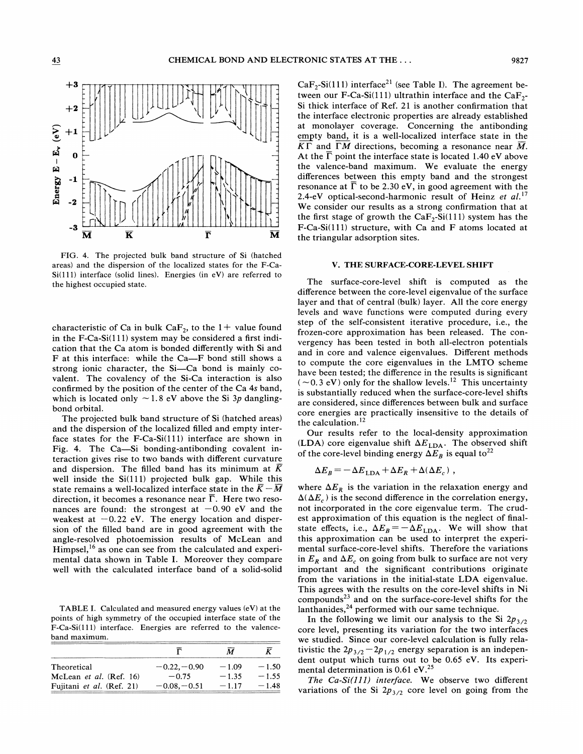FIG. 4. The projected bulk band structure of Si (hatched areas) and the dispersion of the localized states for the F-Ca-Si(111) interface (solid lines). Energies (in eV) are referred to the highest occupied state.

characteristic of Ca in bulk $CaF_2$, to the 1+ value found in the F-Ca-Si(111) system may be considered a first indication that the Ca atom is bonded differently with Si and F at this interface: while the Ca—F bond still shows a strong ionic character, the Si—Ca bond is mainly covalent. The covalency of the Si-Ca interaction is also confirmed by the position of the center of the Ca 4$s$ band, which is located only ~1.8 eV above the Si 3$p$ dangling-bond orbital.

The projected bulk band structure of Si (hatched areas) and the dispersion of the localized filled and empty interface states for the F-Ca-Si(111) interface are shown in Fig. 4. The Ca—Si bonding-antibonding covalent interaction gives rise to two bands with different curvature and dispersion. The filled band has its minimum at $\bar{K}$ well inside the Si(111) projected bulk gap. While this state remains a well-localized interface state in the $\bar{K}-\bar{M}$ direction, it becomes a resonance near $\bar{\Gamma}$. Here two resonances are found: the strongest at −0.90 eV and the weakest at −0.22 eV. The energy location and dispersion of the filled band are in good agreement with the angle-resolved photoemission results of McLean and Himpsel,[16] as one can see from the calculated and experimental data shown in Table I. Moreover they compare well with the calculated interface band of a solid-solid

TABLE I. Calculated and measured energy values (eV) at the points of high symmetry of the occupied interface state of the F-Ca-Si(111) interface. Energies are referred to the valence-band maximum.

| | $\bar{\Gamma}$ | $\bar{M}$ | $\bar{K}$ |
|---|---|---|---|
| Theoretical | −0.22, −0.90 | −1.09 | −1.50 |
| McLean *et al.* (Ref. 16) | −0.75 | −1.35 | −1.55 |
| Fujitani *et al.* (Ref. 21) | −0.08, −0.51 | −1.17 | −1.48 |

$CaF_2$-Si(111) interface[21] (see Table I). The agreement between our F-Ca-Si(111) ultrathin interface and the $CaF_2$-Si thick interface of Ref. 21 is another confirmation that the interface electronic properties are already established at monolayer coverage. Concerning the antibonding empty band, it is a well-localized interface state in the $\overline{K\Gamma}$ and $\overline{\Gamma M}$ directions, becoming a resonance near $\bar{M}$. At the $\bar{\Gamma}$ point the interface state is located 1.40 eV above the valence-band maximum. We evaluate the energy differences between this empty band and the strongest resonance at $\bar{\Gamma}$ to be 2.30 eV, in good agreement with the 2.4-eV optical-second-harmonic result of Heinz *et al.*[17] We consider our results as a strong confirmation that at the first stage of growth the $CaF_2$-Si(111) system has the F-Ca-Si(111) structure, with Ca and F atoms located at the triangular adsorption sites.

## V. THE SURFACE-CORE-LEVEL SHIFT

The surface-core-level shift is computed as the difference between the core-level eigenvalue of the surface layer and that of central (bulk) layer. All the core energy levels and wave functions were computed during every step of the self-consistent iterative procedure, i.e., the frozen-core approximation has been released. The convergency has been tested in both all-electron potentials and in core and valence eigenvalues. Different methods to compute the core eigenvalues in the LMTO scheme have been tested; the difference in the results is significant (~0.3 eV) only for the shallow levels.[12] This uncertainty is substantially reduced when the surface-core-level shifts are considered, since differences between bulk and surface core energies are practically insensitive to the details of the calculation.[12]

Our results refer to the local-density approximation (LDA) core eigenvalue shift $\Delta E_{\mathrm{LDA}}$. The observed shift of the core-level binding energy $\Delta E_B$ is equal to[22]

$$\Delta E_B = -\Delta E_{\mathrm{LDA}} + \Delta E_R + \Delta(\Delta E_c) ,$$

where $\Delta E_R$ is the variation in the relaxation energy and $\Delta(\Delta E_c)$ is the second difference in the correlation energy, not incorporated in the core eigenvalue term. The crudest approximation of this equation is the neglect of final-state effects, i.e., $\Delta E_B = -\Delta E_{\mathrm{LDA}}$. We will show that this approximation can be used to interpret the experimental surface-core-level shifts. Therefore the variations in $E_R$ and $\Delta E_c$ on going from bulk to surface are not very important and the significant contributions originate from the variations in the initial-state LDA eigenvalue. This agrees with the results on the core-level shifts in Ni compounds[23] and on the surface-core-level shifts for the lanthanides,[24] performed with our same technique.

In the following we limit our analysis to the Si $2p_{3/2}$ core level, presenting its variation for the two interfaces we studied. Since our core-level calculation is fully relativistic the $2p_{3/2}-2p_{1/2}$ energy separation is an independent output which turns out to be 0.65 eV. Its experimental determination is 0.61 eV.[25]

*The Ca-Si(111) interface.* We observe two different variations of the Si $2p_{3/2}$ core level on going from the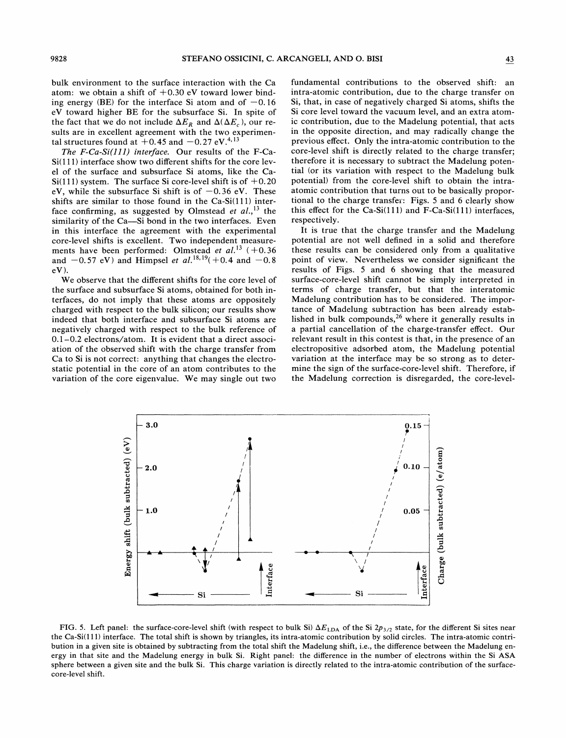bulk environment to the surface interaction with the Ca atom: we obtain a shift of +0.30 eV toward lower binding energy (BE) for the interface Si atom and of −0.16 eV toward higher BE for the subsurface Si. In spite of the fact that we do not include $\Delta E_R$ and $\Delta(\Delta E_c)$, our results are in excellent agreement with the two experimental structures found at +0.45 and −0.27 eV.[4,13]

*The F-Ca-Si(111) interface.* Our results of the F-Ca-Si(111) interface show two different shifts for the core level of the surface and subsurface Si atoms, like the Ca-Si(111) system. The surface Si core-level shift is of +0.20 eV, while the subsurface Si shift is of −0.36 eV. These shifts are similar to those found in the Ca-Si(111) interface confirming, as suggested by Olmstead *et al.*,[13] the similarity of the Ca—Si bond in the two interfaces. Even in this interface the agreement with the experimental core-level shifts is excellent. Two independent measurements have been performed: Olmstead *et al.*[13] (+0.36 and −0.57 eV) and Himpsel *et al.*[18,19] (+0.4 and −0.8 eV).

We observe that the different shifts for the core level of the surface and subsurface Si atoms, obtained for both interfaces, do not imply that these atoms are oppositely charged with respect to the bulk silicon; our results show indeed that both interface and subsurface Si atoms are negatively charged with respect to the bulk reference of 0.1–0.2 electrons/atom. It is evident that a direct association of the observed shift with the charge transfer from Ca to Si is not correct: anything that changes the electrostatic potential in the core of an atom contributes to the variation of the core eigenvalue. We may single out two fundamental contributions to the observed shift: an intra-atomic contribution, due to the charge transfer on Si, that, in case of negatively charged Si atoms, shifts the Si core level toward the vacuum level, and an extra atomic contribution, due to the Madelung potential, that acts in the opposite direction, and may radically change the previous effect. Only the intra-atomic contribution to the core-level shift is directly related to the charge transfer; therefore it is necessary to subtract the Madelung potential (or its variation with respect to the Madelung bulk potential) from the core-level shift to obtain the intra-atomic contribution that turns out to be basically proportional to the charge transfer: Figs. 5 and 6 clearly show this effect for the Ca-Si(111) and F-Ca-Si(111) interfaces, respectively.

It is true that the charge transfer and the Madelung potential are not well defined in a solid and therefore these results can be considered only from a qualitative point of view. Nevertheless we consider significant the results of Figs. 5 and 6 showing that the measured surface-core-level shift cannot be simply interpreted in terms of charge transfer, but that the interatomic Madelung contribution has to be considered. The importance of Madelung subtraction has been already established in bulk compounds,[26] where it generally results in a partial cancellation of the charge-transfer effect. Our relevant result in this contest is that, in the presence of an electropositive adsorbed atom, the Madelung potential variation at the interface may be so strong as to determine the sign of the surface-core-level shift. Therefore, if the Madelung correction is disregarded, the core-level-

FIG. 5. Left panel: the surface-core-level shift (with respect to bulk Si) $\Delta E_{\rm LDA}$ of the Si $2p_{3/2}$ state, for the different Si sites near the Ca-Si(111) interface. The total shift is shown by triangles, its intra-atomic contribution by solid circles. The intra-atomic contribution in a given site is obtained by subtracting from the total shift the Madelung shift, i.e., the difference between the Madelung energy in that site and the Madelung energy in bulk Si. Right panel: the difference in the number of electrons within the Si ASA sphere between a given site and the bulk Si. This charge variation is directly related to the intra-atomic contribution of the surface-core-level shift.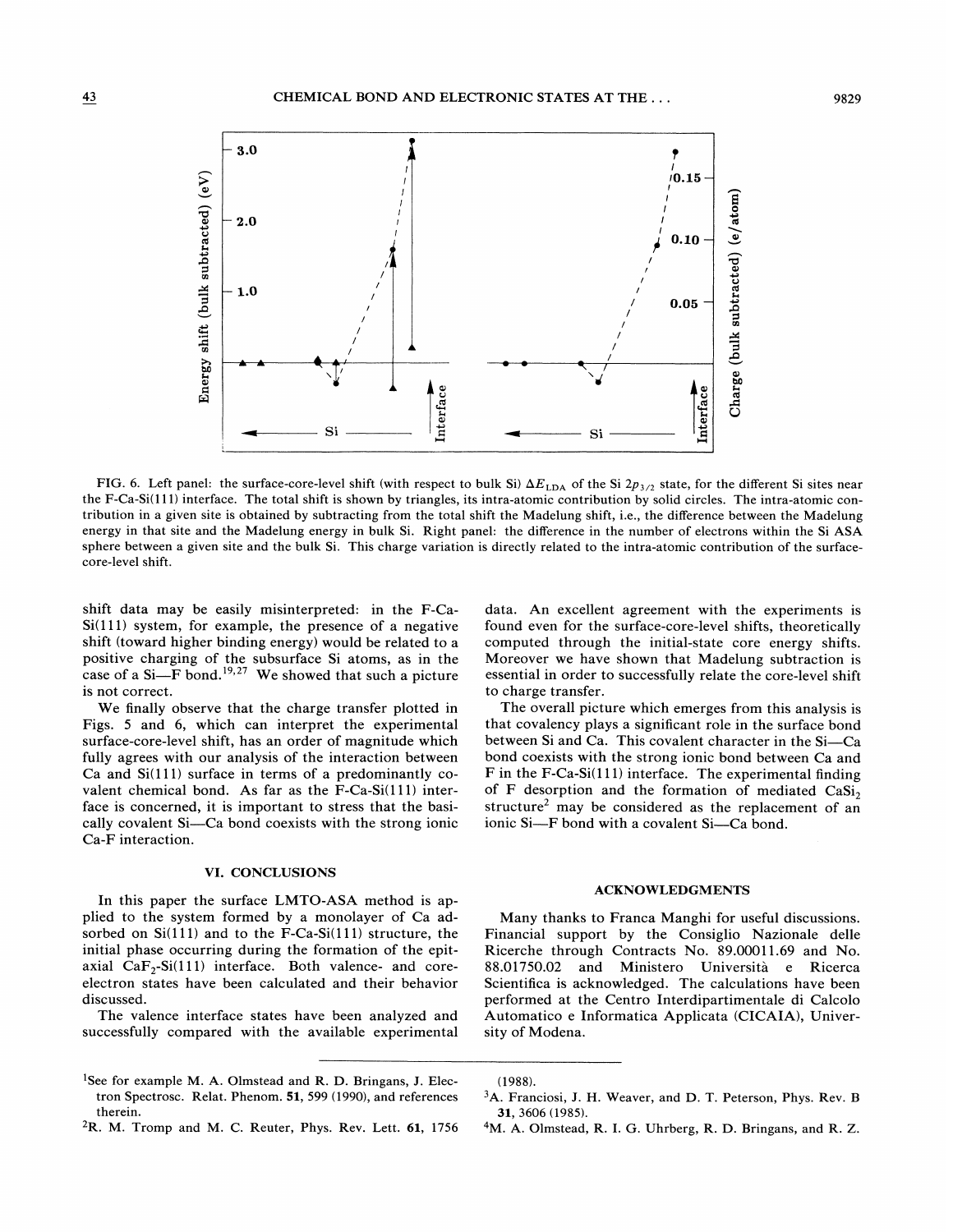FIG. 6. Left panel: the surface-core-level shift (with respect to bulk Si) $\Delta E_{\rm LDA}$ of the Si $2p_{3/2}$ state, for the different Si sites near the F-Ca-Si(111) interface. The total shift is shown by triangles, its intra-atomic contribution by solid circles. The intra-atomic contribution in a given site is obtained by subtracting from the total shift the Madelung shift, i.e., the difference between the Madelung energy in that site and the Madelung energy in bulk Si. Right panel: the difference in the number of electrons within the Si ASA sphere between a given site and the bulk Si. This charge variation is directly related to the intra-atomic contribution of the surface-core-level shift.

shift data may be easily misinterpreted: in the F-Ca-Si(111) system, for example, the presence of a negative shift (toward higher binding energy) would be related to a positive charging of the subsurface Si atoms, as in the case of a Si—F bond.[19,27] We showed that such a picture is not correct.

We finally observe that the charge transfer plotted in Figs. 5 and 6, which can interpret the experimental surface-core-level shift, has an order of magnitude which fully agrees with our analysis of the interaction between Ca and Si(111) surface in terms of a predominantly covalent chemical bond. As far as the F-Ca-Si(111) interface is concerned, it is important to stress that the basically covalent Si—Ca bond coexists with the strong ionic Ca-F interaction.

## VI. CONCLUSIONS

In this paper the surface LMTO-ASA method is applied to the system formed by a monolayer of Ca adsorbed on Si(111) and to the F-Ca-Si(111) structure, the initial phase occurring during the formation of the epitaxial $CaF_2$-Si(111) interface. Both valence- and core-electron states have been calculated and their behavior discussed.

The valence interface states have been analyzed and successfully compared with the available experimental data. An excellent agreement with the experiments is found even for the surface-core-level shifts, theoretically computed through the initial-state core energy shifts. Moreover we have shown that Madelung subtraction is essential in order to successfully relate the core-level shift to charge transfer.

The overall picture which emerges from this analysis is that covalency plays a significant role in the surface bond between Si and Ca. This covalent character in the Si—Ca bond coexists with the strong ionic bond between Ca and F in the F-Ca-Si(111) interface. The experimental finding of F desorption and the formation of mediated $CaSi_2$ structure[2] may be considered as the replacement of an ionic Si—F bond with a covalent Si—Ca bond.

## ACKNOWLEDGMENTS

Many thanks to Franca Manghi for useful discussions. Financial support by the Consiglio Nazionale delle Ricerche through Contracts No. 89.00011.69 and No. 88.01750.02 and Ministero Università e Ricerca Scientifica is acknowledged. The calculations have been performed at the Centro Interdipartimentale di Calcolo Automatico e Informatica Applicata (CICAIA), University of Modena.

---

[1] See for example M. A. Olmstead and R. D. Bringans, J. Electron Spectrosc. Relat. Phenom. **51**, 599 (1990), and references therein.

[2] R. M. Tromp and M. C. Reuter, Phys. Rev. Lett. **61**, 1756 (1988).

[3] A. Franciosi, J. H. Weaver, and D. T. Peterson, Phys. Rev. B **31**, 3606 (1985).

[4] M. A. Olmstead, R. I. G. Uhrberg, R. D. Bringans, and R. Z.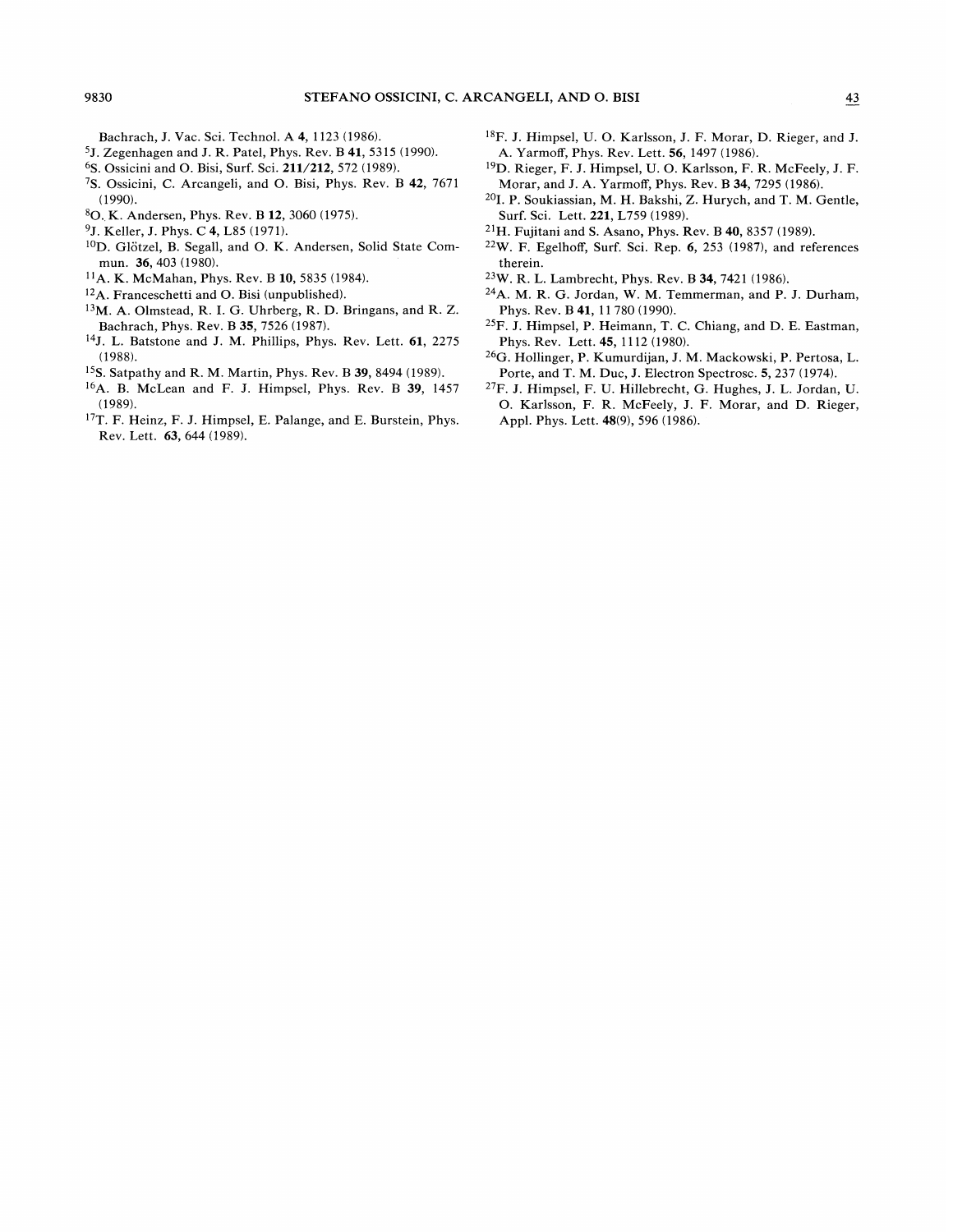Bachrach, J. Vac. Sci. Technol. A **4**, 1123 (1986).

[5]J. Zegenhagen and J. R. Patel, Phys. Rev. B **41**, 5315 (1990).

[6]S. Ossicini and O. Bisi, Surf. Sci. **211/212**, 572 (1989).

[7]S. Ossicini, C. Arcangeli, and O. Bisi, Phys. Rev. B **42**, 7671 (1990).

[8]O. K. Andersen, Phys. Rev. B **12**, 3060 (1975).

[9]J. Keller, J. Phys. C **4**, L85 (1971).

[10]D. Glötzel, B. Segall, and O. K. Andersen, Solid State Commun. **36**, 403 (1980).

[11]A. K. McMahan, Phys. Rev. B **10**, 5835 (1984).

[12]A. Franceschetti and O. Bisi (unpublished).

[13]M. A. Olmstead, R. I. G. Uhrberg, R. D. Bringans, and R. Z. Bachrach, Phys. Rev. B **35**, 7526 (1987).

[14]J. L. Batstone and J. M. Phillips, Phys. Rev. Lett. **61**, 2275 (1988).

[15]S. Satpathy and R. M. Martin, Phys. Rev. B **39**, 8494 (1989).

[16]A. B. McLean and F. J. Himpsel, Phys. Rev. B **39**, 1457 (1989).

[17]T. F. Heinz, F. J. Himpsel, E. Palange, and E. Burstein, Phys. Rev. Lett. **63**, 644 (1989).

[18]F. J. Himpsel, U. O. Karlsson, J. F. Morar, D. Rieger, and J. A. Yarmoff, Phys. Rev. Lett. **56**, 1497 (1986).

[19]D. Rieger, F. J. Himpsel, U. O. Karlsson, F. R. McFeely, J. F. Morar, and J. A. Yarmoff, Phys. Rev. B **34**, 7295 (1986).

[20]I. P. Soukiassian, M. H. Bakshi, Z. Hurych, and T. M. Gentle, Surf. Sci. Lett. **221**, L759 (1989).

[21]H. Fujitani and S. Asano, Phys. Rev. B **40**, 8357 (1989).

[22]W. F. Egelhoff, Surf. Sci. Rep. **6**, 253 (1987), and references therein.

[23]W. R. L. Lambrecht, Phys. Rev. B **34**, 7421 (1986).

[24]A. M. R. G. Jordan, W. M. Temmerman, and P. J. Durham, Phys. Rev. B **41**, 11 780 (1990).

[25]F. J. Himpsel, P. Heimann, T. C. Chiang, and D. E. Eastman, Phys. Rev. Lett. **45**, 1112 (1980).

[26]G. Hollinger, P. Kumurdijan, J. M. Mackowski, P. Pertosa, L. Porte, and T. M. Duc, J. Electron Spectrosc. **5**, 237 (1974).

[27]F. J. Himpsel, F. U. Hillebrecht, G. Hughes, J. L. Jordan, U. O. Karlsson, F. R. McFeely, J. F. Morar, and D. Rieger, Appl. Phys. Lett. **48**(9), 596 (1986).